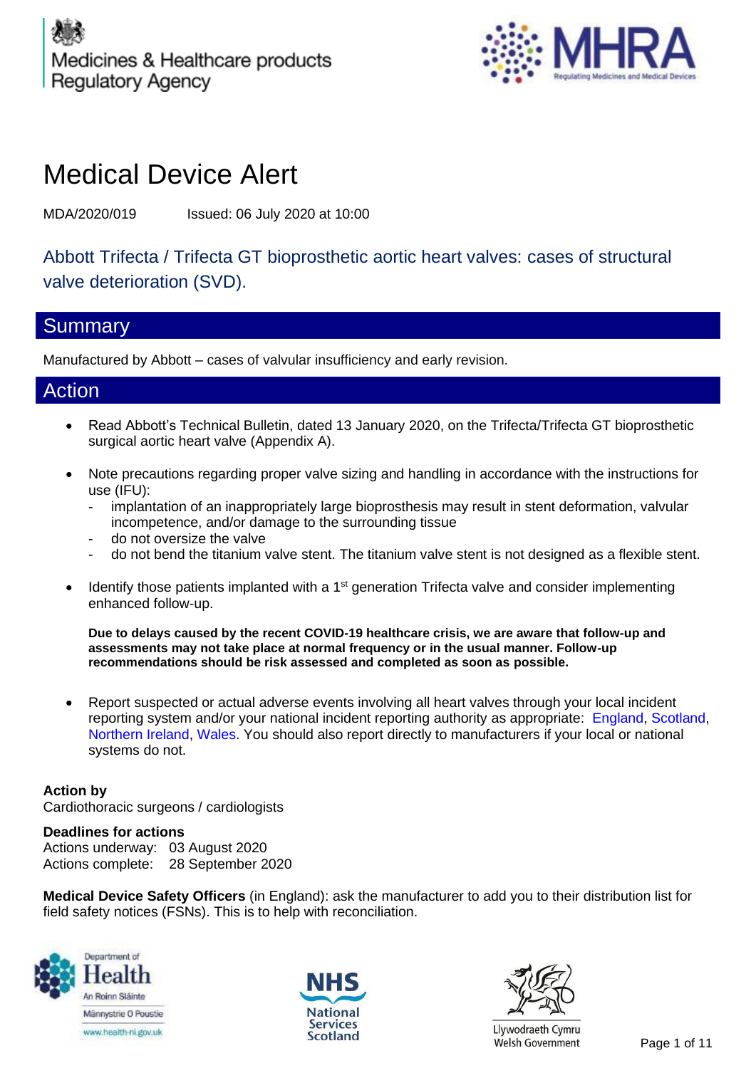Medicines & Healthcare products Regulatory Agency

MHRA Regulating Medicines and Medical Devices

# Medical Device Alert

MDA/2020/019 Issued: 06 July 2020 at 10:00

## Abbott Trifecta / Trifecta GT bioprosthetic aortic heart valves: cases of structural valve deterioration (SVD).

## Summary

Manufactured by Abbott – cases of valvular insufficiency and early revision.

## Action

- Read Abbott's Technical Bulletin, dated 13 January 2020, on the Trifecta/Trifecta GT bioprosthetic surgical aortic heart valve (Appendix A).
- Note precautions regarding proper valve sizing and handling in accordance with the instructions for use (IFU):
  - implantation of an inappropriately large bioprosthesis may result in stent deformation, valvular incompetence, and/or damage to the surrounding tissue
  - do not oversize the valve
  - do not bend the titanium valve stent. The titanium valve stent is not designed as a flexible stent.
- Identify those patients implanted with a 1st generation Trifecta valve and consider implementing enhanced follow-up.

  **Due to delays caused by the recent COVID-19 healthcare crisis, we are aware that follow-up and assessments may not take place at normal frequency or in the usual manner. Follow-up recommendations should be risk assessed and completed as soon as possible.**

- Report suspected or actual adverse events involving all heart valves through your local incident reporting system and/or your national incident reporting authority as appropriate: England, Scotland, Northern Ireland, Wales. You should also report directly to manufacturers if your local or national systems do not.

**Action by**
Cardiothoracic surgeons / cardiologists

**Deadlines for actions**
Actions underway: 03 August 2020
Actions complete: 28 September 2020

**Medical Device Safety Officers** (in England): ask the manufacturer to add you to their distribution list for field safety notices (FSNs). This is to help with reconciliation.

Department of Health An Roinn Sláinte Männystrie O Poustie www.health-ni.gov.uk

NHS National Services Scotland

Llywodraeth Cymru Welsh Government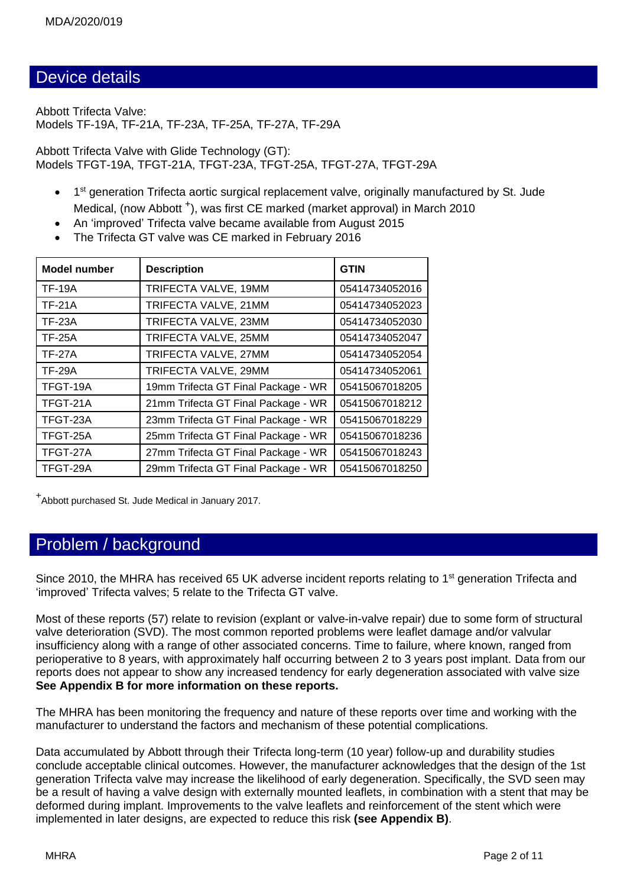## Device details

Abbott Trifecta Valve:
Models TF-19A, TF-21A, TF-23A, TF-25A, TF-27A, TF-29A

Abbott Trifecta Valve with Glide Technology (GT):
Models TFGT-19A, TFGT-21A, TFGT-23A, TFGT-25A, TFGT-27A, TFGT-29A

- 1st generation Trifecta aortic surgical replacement valve, originally manufactured by St. Jude Medical, (now Abbott [+]), was first CE marked (market approval) in March 2010
- An 'improved' Trifecta valve became available from August 2015
- The Trifecta GT valve was CE marked in February 2016

| Model number | Description | GTIN |
|---|---|---|
| TF-19A | TRIFECTA VALVE, 19MM | 05414734052016 |
| TF-21A | TRIFECTA VALVE, 21MM | 05414734052023 |
| TF-23A | TRIFECTA VALVE, 23MM | 05414734052030 |
| TF-25A | TRIFECTA VALVE, 25MM | 05414734052047 |
| TF-27A | TRIFECTA VALVE, 27MM | 05414734052054 |
| TF-29A | TRIFECTA VALVE, 29MM | 05414734052061 |
| TFGT-19A | 19mm Trifecta GT Final Package - WR | 05415067018205 |
| TFGT-21A | 21mm Trifecta GT Final Package - WR | 05415067018212 |
| TFGT-23A | 23mm Trifecta GT Final Package - WR | 05415067018229 |
| TFGT-25A | 25mm Trifecta GT Final Package - WR | 05415067018236 |
| TFGT-27A | 27mm Trifecta GT Final Package - WR | 05415067018243 |
| TFGT-29A | 29mm Trifecta GT Final Package - WR | 05415067018250 |

[+] Abbott purchased St. Jude Medical in January 2017.

## Problem / background

Since 2010, the MHRA has received 65 UK adverse incident reports relating to 1st generation Trifecta and 'improved' Trifecta valves; 5 relate to the Trifecta GT valve.

Most of these reports (57) relate to revision (explant or valve-in-valve repair) due to some form of structural valve deterioration (SVD). The most common reported problems were leaflet damage and/or valvular insufficiency along with a range of other associated concerns. Time to failure, where known, ranged from perioperative to 8 years, with approximately half occurring between 2 to 3 years post implant. Data from our reports does not appear to show any increased tendency for early degeneration associated with valve size **See Appendix B for more information on these reports.**

The MHRA has been monitoring the frequency and nature of these reports over time and working with the manufacturer to understand the factors and mechanism of these potential complications.

Data accumulated by Abbott through their Trifecta long-term (10 year) follow-up and durability studies conclude acceptable clinical outcomes. However, the manufacturer acknowledges that the design of the 1st generation Trifecta valve may increase the likelihood of early degeneration. Specifically, the SVD seen may be a result of having a valve design with externally mounted leaflets, in combination with a stent that may be deformed during implant. Improvements to the valve leaflets and reinforcement of the stent which were implemented in later designs, are expected to reduce this risk **(see Appendix B)**.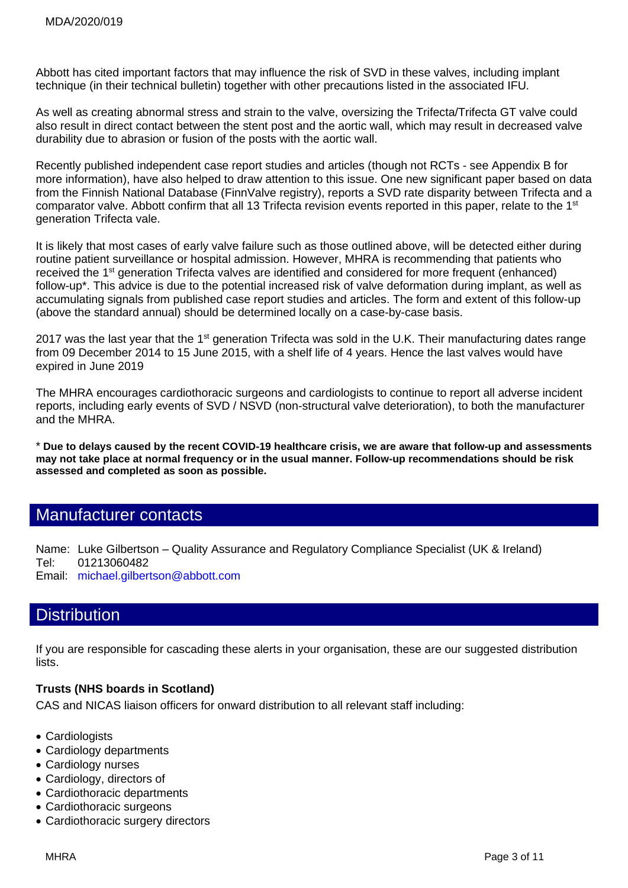Abbott has cited important factors that may influence the risk of SVD in these valves, including implant technique (in their technical bulletin) together with other precautions listed in the associated IFU.

As well as creating abnormal stress and strain to the valve, oversizing the Trifecta/Trifecta GT valve could also result in direct contact between the stent post and the aortic wall, which may result in decreased valve durability due to abrasion or fusion of the posts with the aortic wall.

Recently published independent case report studies and articles (though not RCTs - see Appendix B for more information), have also helped to draw attention to this issue. One new significant paper based on data from the Finnish National Database (FinnValve registry), reports a SVD rate disparity between Trifecta and a comparator valve. Abbott confirm that all 13 Trifecta revision events reported in this paper, relate to the 1st generation Trifecta vale.

It is likely that most cases of early valve failure such as those outlined above, will be detected either during routine patient surveillance or hospital admission. However, MHRA is recommending that patients who received the 1st generation Trifecta valves are identified and considered for more frequent (enhanced) follow-up*. This advice is due to the potential increased risk of valve deformation during implant, as well as accumulating signals from published case report studies and articles. The form and extent of this follow-up (above the standard annual) should be determined locally on a case-by-case basis.

2017 was the last year that the 1st generation Trifecta was sold in the U.K. Their manufacturing dates range from 09 December 2014 to 15 June 2015, with a shelf life of 4 years. Hence the last valves would have expired in June 2019

The MHRA encourages cardiothoracic surgeons and cardiologists to continue to report all adverse incident reports, including early events of SVD / NSVD (non-structural valve deterioration), to both the manufacturer and the MHRA.

* **Due to delays caused by the recent COVID-19 healthcare crisis, we are aware that follow-up and assessments may not take place at normal frequency or in the usual manner. Follow-up recommendations should be risk assessed and completed as soon as possible.**

## Manufacturer contacts

Name: Luke Gilbertson – Quality Assurance and Regulatory Compliance Specialist (UK & Ireland)
Tel: 01213060482
Email: michael.gilbertson@abbott.com

## Distribution

If you are responsible for cascading these alerts in your organisation, these are our suggested distribution lists.

**Trusts (NHS boards in Scotland)**

CAS and NICAS liaison officers for onward distribution to all relevant staff including:

- Cardiologists
- Cardiology departments
- Cardiology nurses
- Cardiology, directors of
- Cardiothoracic departments
- Cardiothoracic surgeons
- Cardiothoracic surgery directors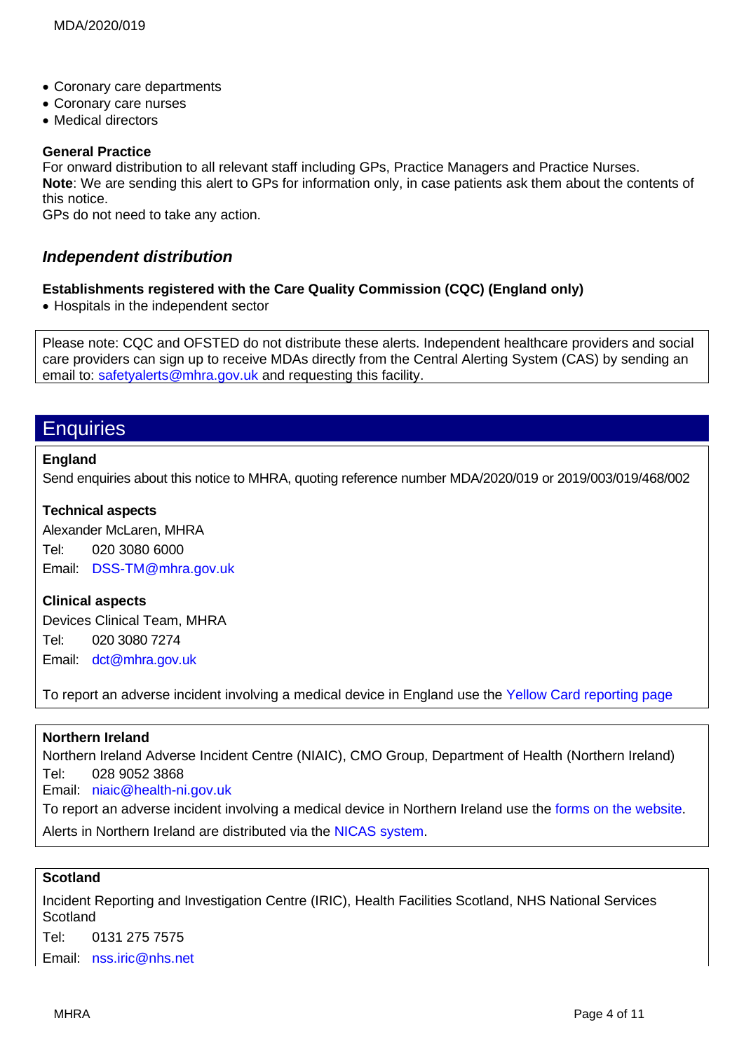- Coronary care departments
- Coronary care nurses
- Medical directors

**General Practice**

For onward distribution to all relevant staff including GPs, Practice Managers and Practice Nurses.
**Note**: We are sending this alert to GPs for information only, in case patients ask them about the contents of this notice.
GPs do not need to take any action.

### *Independent distribution*

**Establishments registered with the Care Quality Commission (CQC) (England only)**

- Hospitals in the independent sector

Please note: CQC and OFSTED do not distribute these alerts. Independent healthcare providers and social care providers can sign up to receive MDAs directly from the Central Alerting System (CAS) by sending an email to: safetyalerts@mhra.gov.uk and requesting this facility.

## Enquiries

**England**

Send enquiries about this notice to MHRA, quoting reference number MDA/2020/019 or 2019/003/019/468/002

**Technical aspects**

Alexander McLaren, MHRA
Tel: 020 3080 6000
Email: DSS-TM@mhra.gov.uk

**Clinical aspects**

Devices Clinical Team, MHRA
Tel: 020 3080 7274
Email: dct@mhra.gov.uk

To report an adverse incident involving a medical device in England use the Yellow Card reporting page

**Northern Ireland**

Northern Ireland Adverse Incident Centre (NIAIC), CMO Group, Department of Health (Northern Ireland)
Tel: 028 9052 3868
Email: niaic@health-ni.gov.uk
To report an adverse incident involving a medical device in Northern Ireland use the forms on the website.
Alerts in Northern Ireland are distributed via the NICAS system.

**Scotland**

Incident Reporting and Investigation Centre (IRIC), Health Facilities Scotland, NHS National Services Scotland
Tel: 0131 275 7575
Email: nss.iric@nhs.net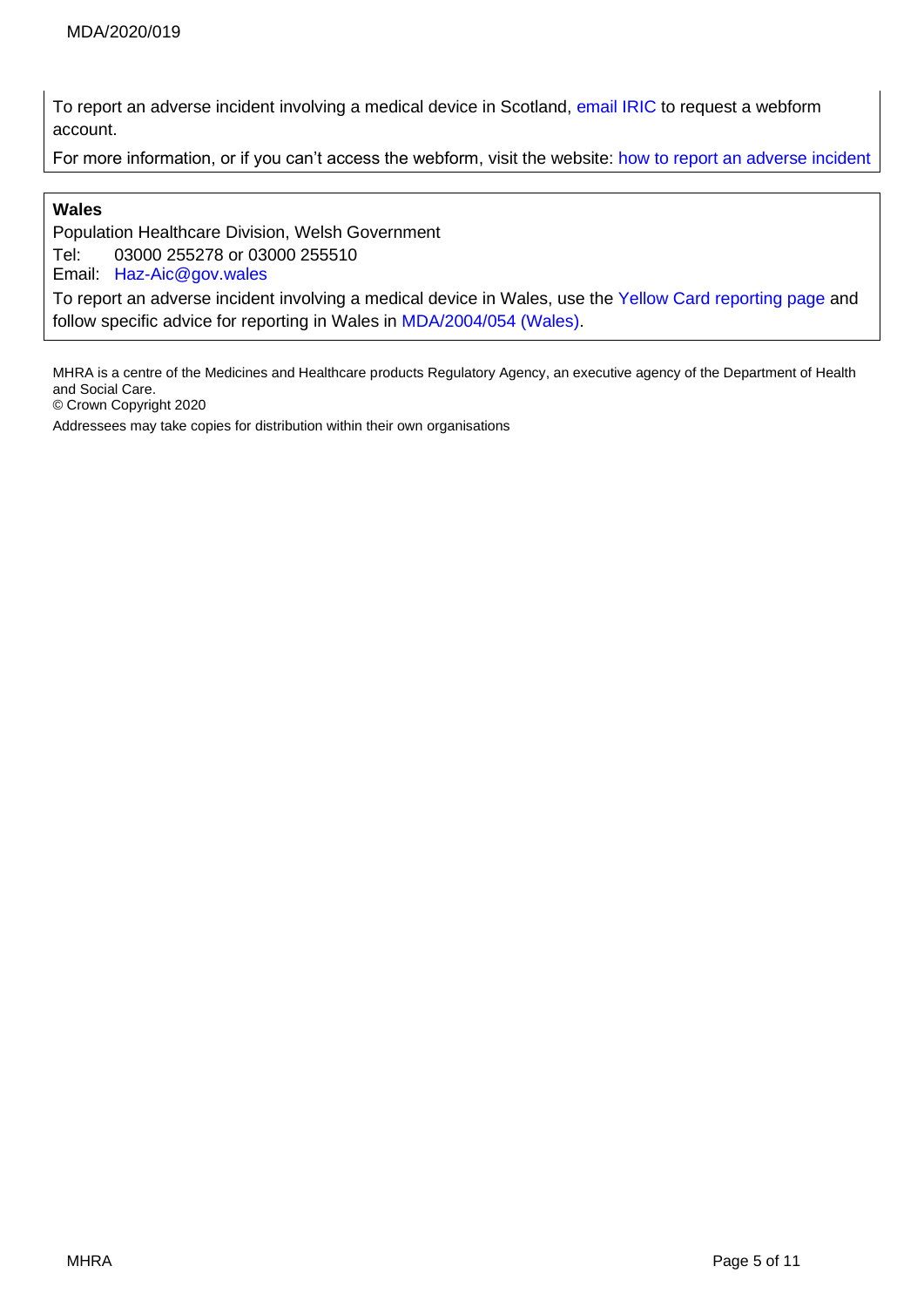To report an adverse incident involving a medical device in Scotland, email IRIC to request a webform account.

For more information, or if you can't access the webform, visit the website: how to report an adverse incident

**Wales**

Population Healthcare Division, Welsh Government

Tel: 03000 255278 or 03000 255510

Email: Haz-Aic@gov.wales

To report an adverse incident involving a medical device in Wales, use the Yellow Card reporting page and follow specific advice for reporting in Wales in MDA/2004/054 (Wales).

MHRA is a centre of the Medicines and Healthcare products Regulatory Agency, an executive agency of the Department of Health and Social Care.

© Crown Copyright 2020

Addressees may take copies for distribution within their own organisations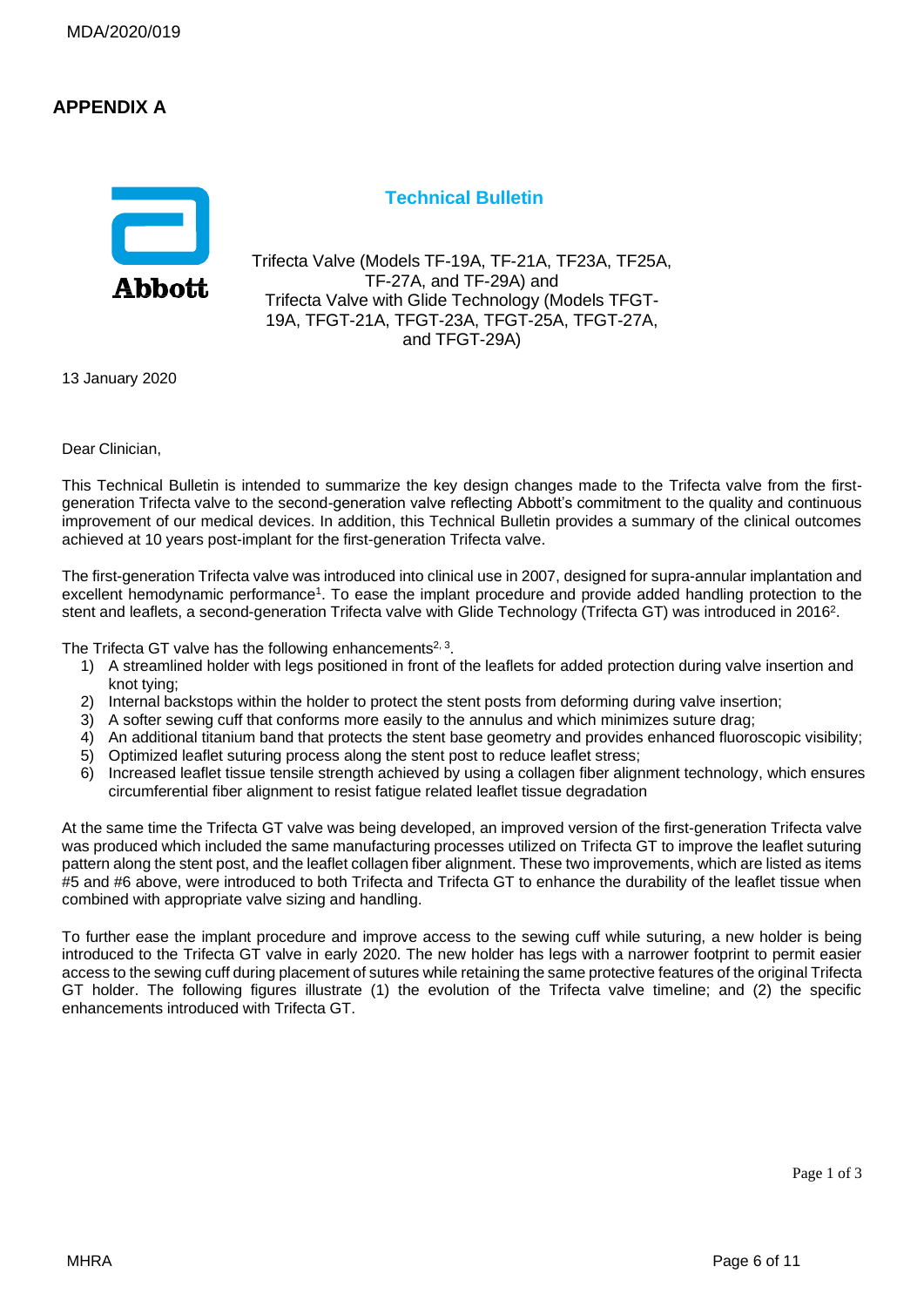# APPENDIX A

Abbott

## Technical Bulletin

Trifecta Valve (Models TF-19A, TF-21A, TF23A, TF25A, TF-27A, and TF-29A) and
Trifecta Valve with Glide Technology (Models TFGT-19A, TFGT-21A, TFGT-23A, TFGT-25A, TFGT-27A, and TFGT-29A)

13 January 2020

Dear Clinician,

This Technical Bulletin is intended to summarize the key design changes made to the Trifecta valve from the first-generation Trifecta valve to the second-generation valve reflecting Abbott's commitment to the quality and continuous improvement of our medical devices. In addition, this Technical Bulletin provides a summary of the clinical outcomes achieved at 10 years post-implant for the first-generation Trifecta valve.

The first-generation Trifecta valve was introduced into clinical use in 2007, designed for supra-annular implantation and excellent hemodynamic performance[1]. To ease the implant procedure and provide added handling protection to the stent and leaflets, a second-generation Trifecta valve with Glide Technology (Trifecta GT) was introduced in 2016[2].

The Trifecta GT valve has the following enhancements[2, 3].

1) A streamlined holder with legs positioned in front of the leaflets for added protection during valve insertion and knot tying;
2) Internal backstops within the holder to protect the stent posts from deforming during valve insertion;
3) A softer sewing cuff that conforms more easily to the annulus and which minimizes suture drag;
4) An additional titanium band that protects the stent base geometry and provides enhanced fluoroscopic visibility;
5) Optimized leaflet suturing process along the stent post to reduce leaflet stress;
6) Increased leaflet tissue tensile strength achieved by using a collagen fiber alignment technology, which ensures circumferential fiber alignment to resist fatigue related leaflet tissue degradation

At the same time the Trifecta GT valve was being developed, an improved version of the first-generation Trifecta valve was produced which included the same manufacturing processes utilized on Trifecta GT to improve the leaflet suturing pattern along the stent post, and the leaflet collagen fiber alignment. These two improvements, which are listed as items #5 and #6 above, were introduced to both Trifecta and Trifecta GT to enhance the durability of the leaflet tissue when combined with appropriate valve sizing and handling.

To further ease the implant procedure and improve access to the sewing cuff while suturing, a new holder is being introduced to the Trifecta GT valve in early 2020. The new holder has legs with a narrower footprint to permit easier access to the sewing cuff during placement of sutures while retaining the same protective features of the original Trifecta GT holder. The following figures illustrate (1) the evolution of the Trifecta valve timeline; and (2) the specific enhancements introduced with Trifecta GT.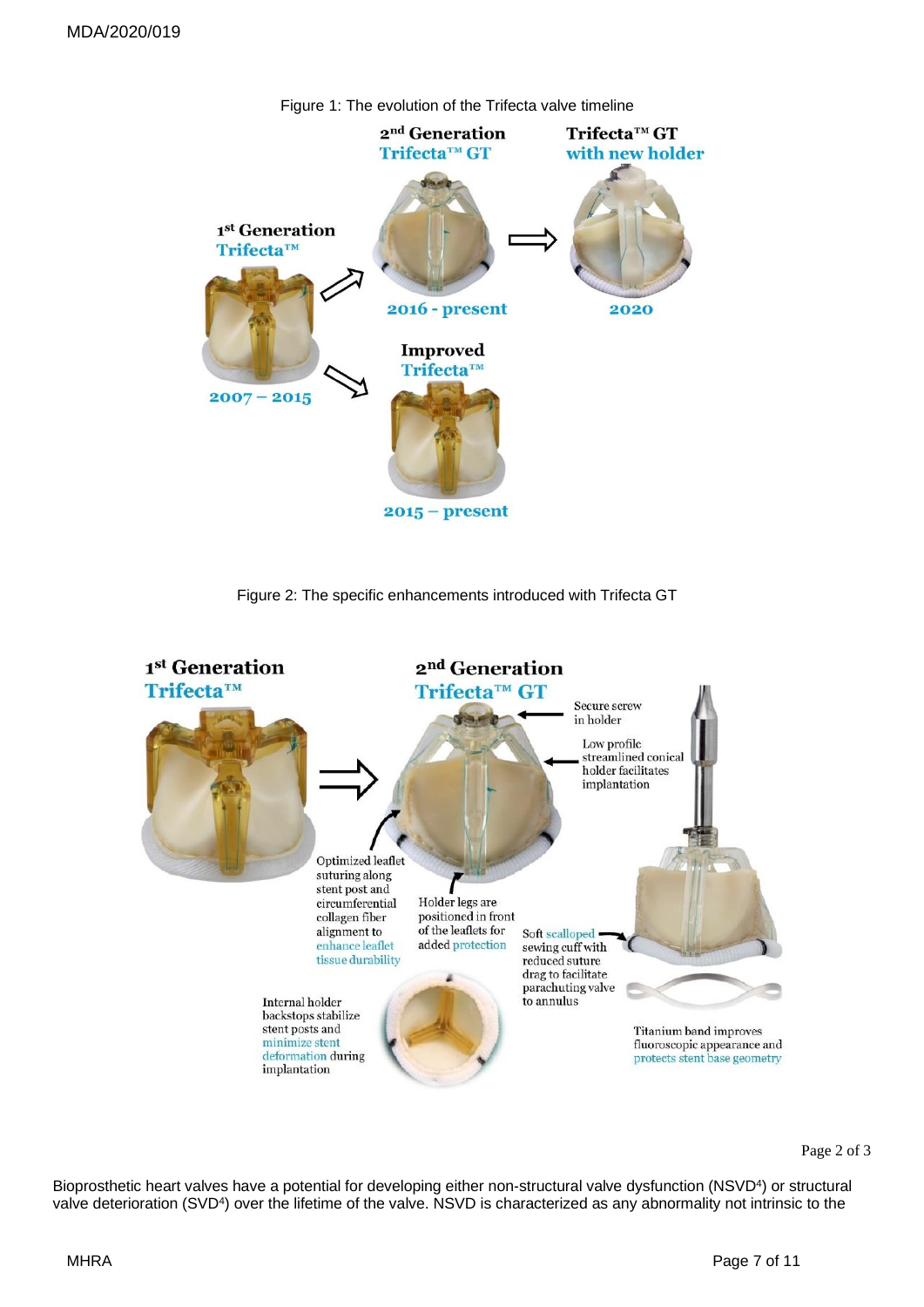Figure 1: The evolution of the Trifecta valve timeline

Figure 2: The specific enhancements introduced with Trifecta GT

Bioprosthetic heart valves have a potential for developing either non-structural valve dysfunction (NSVD[4]) or structural valve deterioration (SVD[4]) over the lifetime of the valve. NSVD is characterized as any abnormality not intrinsic to the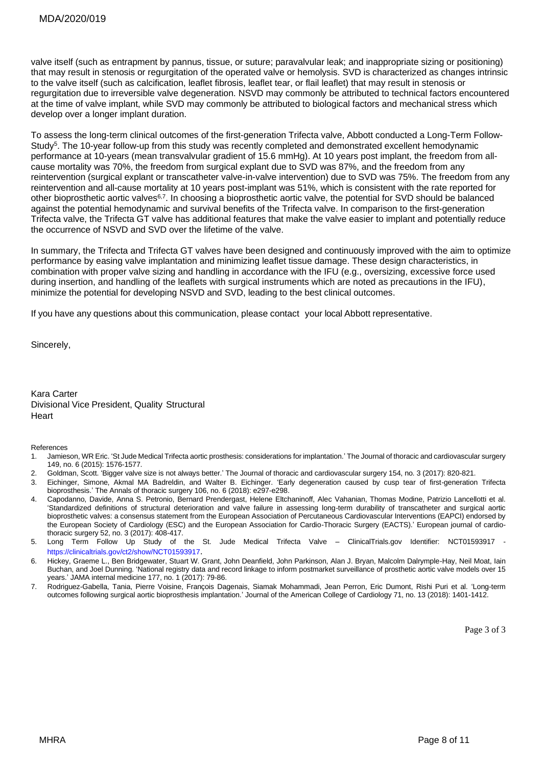valve itself (such as entrapment by pannus, tissue, or suture; paravalvular leak; and inappropriate sizing or positioning) that may result in stenosis or regurgitation of the operated valve or hemolysis. SVD is characterized as changes intrinsic to the valve itself (such as calcification, leaflet fibrosis, leaflet tear, or flail leaflet) that may result in stenosis or regurgitation due to irreversible valve degeneration. NSVD may commonly be attributed to technical factors encountered at the time of valve implant, while SVD may commonly be attributed to biological factors and mechanical stress which develop over a longer implant duration.

To assess the long-term clinical outcomes of the first-generation Trifecta valve, Abbott conducted a Long-Term Follow-Study[5]. The 10-year follow-up from this study was recently completed and demonstrated excellent hemodynamic performance at 10-years (mean transvalvular gradient of 15.6 mmHg). At 10 years post implant, the freedom from all-cause mortality was 70%, the freedom from surgical explant due to SVD was 87%, and the freedom from any reintervention (surgical explant or transcatheter valve-in-valve intervention) due to SVD was 75%. The freedom from any reintervention and all-cause mortality at 10 years post-implant was 51%, which is consistent with the rate reported for other bioprosthetic aortic valves[6,7]. In choosing a bioprosthetic aortic valve, the potential for SVD should be balanced against the potential hemodynamic and survival benefits of the Trifecta valve. In comparison to the first-generation Trifecta valve, the Trifecta GT valve has additional features that make the valve easier to implant and potentially reduce the occurrence of NSVD and SVD over the lifetime of the valve.

In summary, the Trifecta and Trifecta GT valves have been designed and continuously improved with the aim to optimize performance by easing valve implantation and minimizing leaflet tissue damage. These design characteristics, in combination with proper valve sizing and handling in accordance with the IFU (e.g., oversizing, excessive force used during insertion, and handling of the leaflets with surgical instruments which are noted as precautions in the IFU), minimize the potential for developing NSVD and SVD, leading to the best clinical outcomes.

If you have any questions about this communication, please contact your local Abbott representative.

Sincerely,

Kara Carter
Divisional Vice President, Quality Structural Heart

References

1. Jamieson, WR Eric. 'St Jude Medical Trifecta aortic prosthesis: considerations for implantation.' The Journal of thoracic and cardiovascular surgery 149, no. 6 (2015): 1576-1577.
2. Goldman, Scott. 'Bigger valve size is not always better.' The Journal of thoracic and cardiovascular surgery 154, no. 3 (2017): 820-821.
3. Eichinger, Simone, Akmal MA Badreldin, and Walter B. Eichinger. 'Early degeneration caused by cusp tear of first-generation Trifecta bioprosthesis.' The Annals of thoracic surgery 106, no. 6 (2018): e297-e298.
4. Capodanno, Davide, Anna S. Petronio, Bernard Prendergast, Helene Eltchaninoff, Alec Vahanian, Thomas Modine, Patrizio Lancellotti et al. 'Standardized definitions of structural deterioration and valve failure in assessing long-term durability of transcatheter and surgical aortic bioprosthetic valves: a consensus statement from the European Association of Percutaneous Cardiovascular Interventions (EAPCI) endorsed by the European Society of Cardiology (ESC) and the European Association for Cardio-Thoracic Surgery (EACTS).' European journal of cardio-thoracic surgery 52, no. 3 (2017): 408-417.
5. Long Term Follow Up Study of the St. Jude Medical Trifecta Valve – ClinicalTrials.gov Identifier: NCT01593917 - https://clinicaltrials.gov/ct2/show/NCT01593917.
6. Hickey, Graeme L., Ben Bridgewater, Stuart W. Grant, John Deanfield, John Parkinson, Alan J. Bryan, Malcolm Dalrymple-Hay, Neil Moat, Iain Buchan, and Joel Dunning. 'National registry data and record linkage to inform postmarket surveillance of prosthetic aortic valve models over 15 years.' JAMA internal medicine 177, no. 1 (2017): 79-86.
7. Rodriguez-Gabella, Tania, Pierre Voisine, François Dagenais, Siamak Mohammadi, Jean Perron, Eric Dumont, Rishi Puri et al. 'Long-term outcomes following surgical aortic bioprosthesis implantation.' Journal of the American College of Cardiology 71, no. 13 (2018): 1401-1412.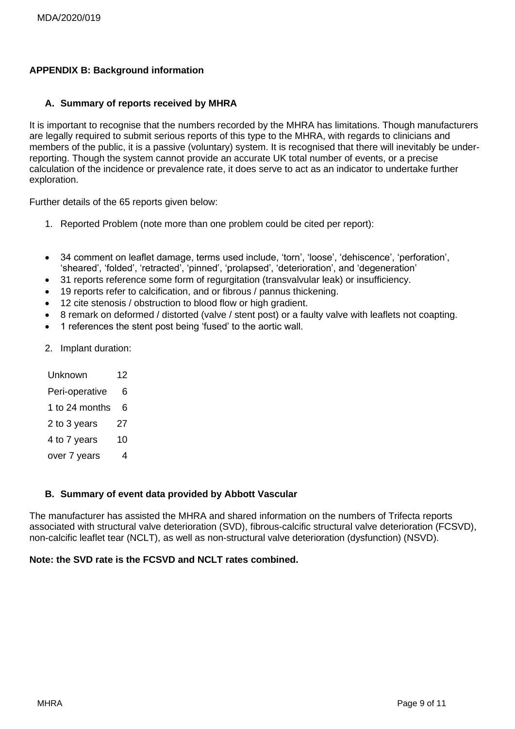## APPENDIX B: Background information

### A. Summary of reports received by MHRA

It is important to recognise that the numbers recorded by the MHRA has limitations. Though manufacturers are legally required to submit serious reports of this type to the MHRA, with regards to clinicians and members of the public, it is a passive (voluntary) system. It is recognised that there will inevitably be under-reporting. Though the system cannot provide an accurate UK total number of events, or a precise calculation of the incidence or prevalence rate, it does serve to act as an indicator to undertake further exploration.

Further details of the 65 reports given below:

1. Reported Problem (note more than one problem could be cited per report):

- 34 comment on leaflet damage, terms used include, 'torn', 'loose', 'dehiscence', 'perforation', 'sheared', 'folded', 'retracted', 'pinned', 'prolapsed', 'deterioration', and 'degeneration'
- 31 reports reference some form of regurgitation (transvalvular leak) or insufficiency.
- 19 reports refer to calcification, and or fibrous / pannus thickening.
- 12 cite stenosis / obstruction to blood flow or high gradient.
- 8 remark on deformed / distorted (valve / stent post) or a faulty valve with leaflets not coapting.
- 1 references the stent post being 'fused' to the aortic wall.

2. Implant duration:

| | |
|---|---|
| Unknown | 12 |
| Peri-operative | 6 |
| 1 to 24 months | 6 |
| 2 to 3 years | 27 |
| 4 to 7 years | 10 |
| over 7 years | 4 |

### B. Summary of event data provided by Abbott Vascular

The manufacturer has assisted the MHRA and shared information on the numbers of Trifecta reports associated with structural valve deterioration (SVD), fibrous-calcific structural valve deterioration (FCSVD), non-calcific leaflet tear (NCLT), as well as non-structural valve deterioration (dysfunction) (NSVD).

**Note: the SVD rate is the FCSVD and NCLT rates combined.**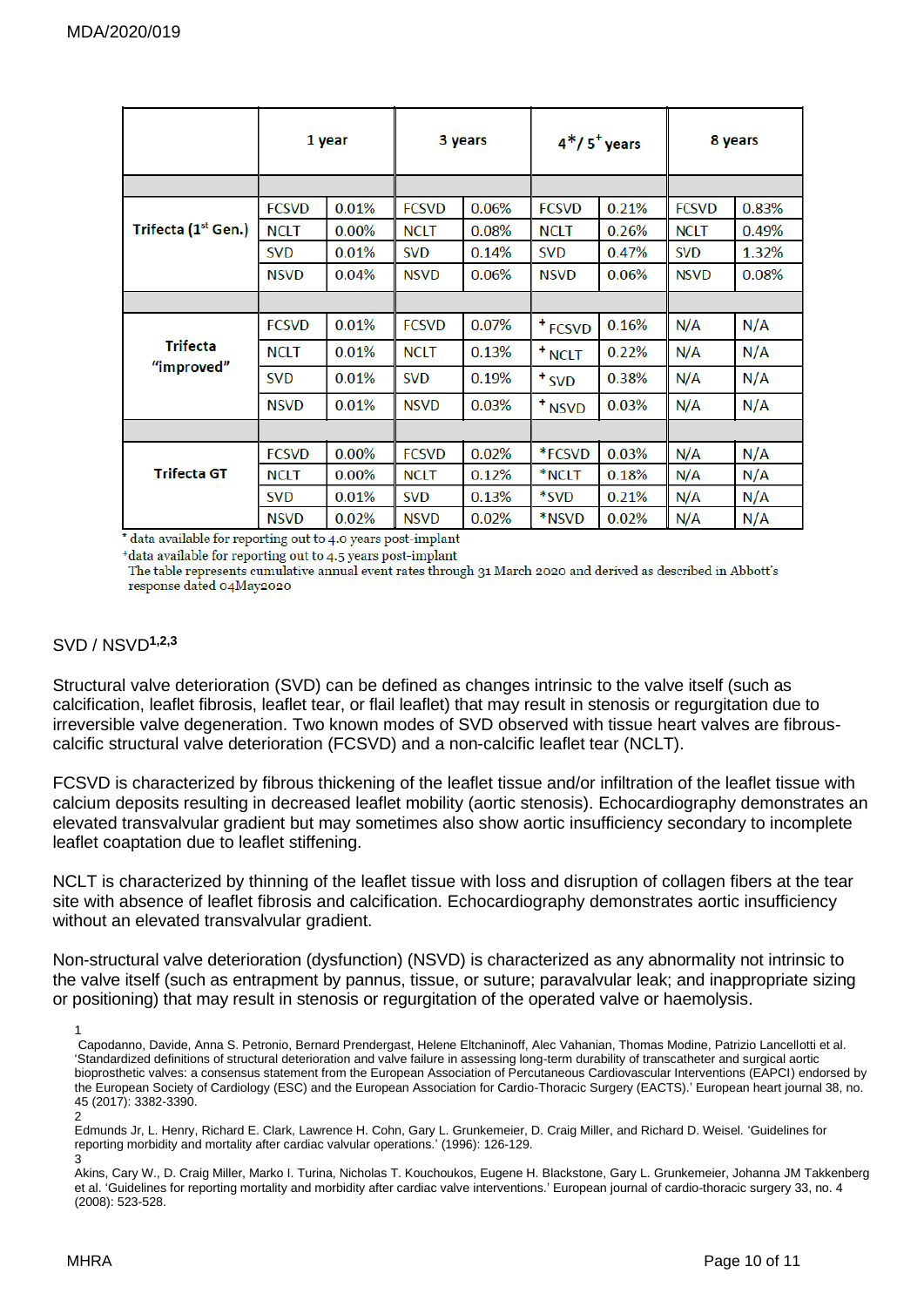| | 1 year | | 3 years | | 4*/ 5+ years | | 8 years | |
|---|---|---|---|---|---|---|---|---|
| | | | | | | | | |
| Trifecta (1st Gen.) | FCSVD | 0.01% | FCSVD | 0.06% | FCSVD | 0.21% | FCSVD | 0.83% |
| | NCLT | 0.00% | NCLT | 0.08% | NCLT | 0.26% | NCLT | 0.49% |
| | SVD | 0.01% | SVD | 0.14% | SVD | 0.47% | SVD | 1.32% |
| | NSVD | 0.04% | NSVD | 0.06% | NSVD | 0.06% | NSVD | 0.08% |
| | | | | | | | | |
| Trifecta "improved" | FCSVD | 0.01% | FCSVD | 0.07% | + FCSVD | 0.16% | N/A | N/A |
| | NCLT | 0.01% | NCLT | 0.13% | + NCLT | 0.22% | N/A | N/A |
| | SVD | 0.01% | SVD | 0.19% | + SVD | 0.38% | N/A | N/A |
| | NSVD | 0.01% | NSVD | 0.03% | + NSVD | 0.03% | N/A | N/A |
| | | | | | | | | |
| Trifecta GT | FCSVD | 0.00% | FCSVD | 0.02% | *FCSVD | 0.03% | N/A | N/A |
| | NCLT | 0.00% | NCLT | 0.12% | *NCLT | 0.18% | N/A | N/A |
| | SVD | 0.01% | SVD | 0.13% | *SVD | 0.21% | N/A | N/A |
| | NSVD | 0.02% | NSVD | 0.02% | *NSVD | 0.02% | N/A | N/A |

\* data available for reporting out to 4.0 years post-implant

+data available for reporting out to 4.5 years post-implant

The table represents cumulative annual event rates through 31 March 2020 and derived as described in Abbott's response dated 04May2020

SVD / NSVD[1,2,3]

Structural valve deterioration (SVD) can be defined as changes intrinsic to the valve itself (such as calcification, leaflet fibrosis, leaflet tear, or flail leaflet) that may result in stenosis or regurgitation due to irreversible valve degeneration. Two known modes of SVD observed with tissue heart valves are fibrous-calcific structural valve deterioration (FCSVD) and a non-calcific leaflet tear (NCLT).

FCSVD is characterized by fibrous thickening of the leaflet tissue and/or infiltration of the leaflet tissue with calcium deposits resulting in decreased leaflet mobility (aortic stenosis). Echocardiography demonstrates an elevated transvalvular gradient but may sometimes also show aortic insufficiency secondary to incomplete leaflet coaptation due to leaflet stiffening.

NCLT is characterized by thinning of the leaflet tissue with loss and disruption of collagen fibers at the tear site with absence of leaflet fibrosis and calcification. Echocardiography demonstrates aortic insufficiency without an elevated transvalvular gradient.

Non-structural valve deterioration (dysfunction) (NSVD) is characterized as any abnormality not intrinsic to the valve itself (such as entrapment by pannus, tissue, or suture; paravalvular leak; and inappropriate sizing or positioning) that may result in stenosis or regurgitation of the operated valve or haemolysis.

1 Capodanno, Davide, Anna S. Petronio, Bernard Prendergast, Helene Eltchaninoff, Alec Vahanian, Thomas Modine, Patrizio Lancellotti et al. 'Standardized definitions of structural deterioration and valve failure in assessing long-term durability of transcatheter and surgical aortic bioprosthetic valves: a consensus statement from the European Association of Percutaneous Cardiovascular Interventions (EAPCI) endorsed by the European Society of Cardiology (ESC) and the European Association for Cardio-Thoracic Surgery (EACTS).' European heart journal 38, no. 45 (2017): 3382-3390.

2 Edmunds Jr, L. Henry, Richard E. Clark, Lawrence H. Cohn, Gary L. Grunkemeier, D. Craig Miller, and Richard D. Weisel. 'Guidelines for reporting morbidity and mortality after cardiac valvular operations.' (1996): 126-129.

3 Akins, Cary W., D. Craig Miller, Marko I. Turina, Nicholas T. Kouchoukos, Eugene H. Blackstone, Gary L. Grunkemeier, Johanna JM Takkenberg et al. 'Guidelines for reporting mortality and morbidity after cardiac valve interventions.' European journal of cardio-thoracic surgery 33, no. 4 (2008): 523-528.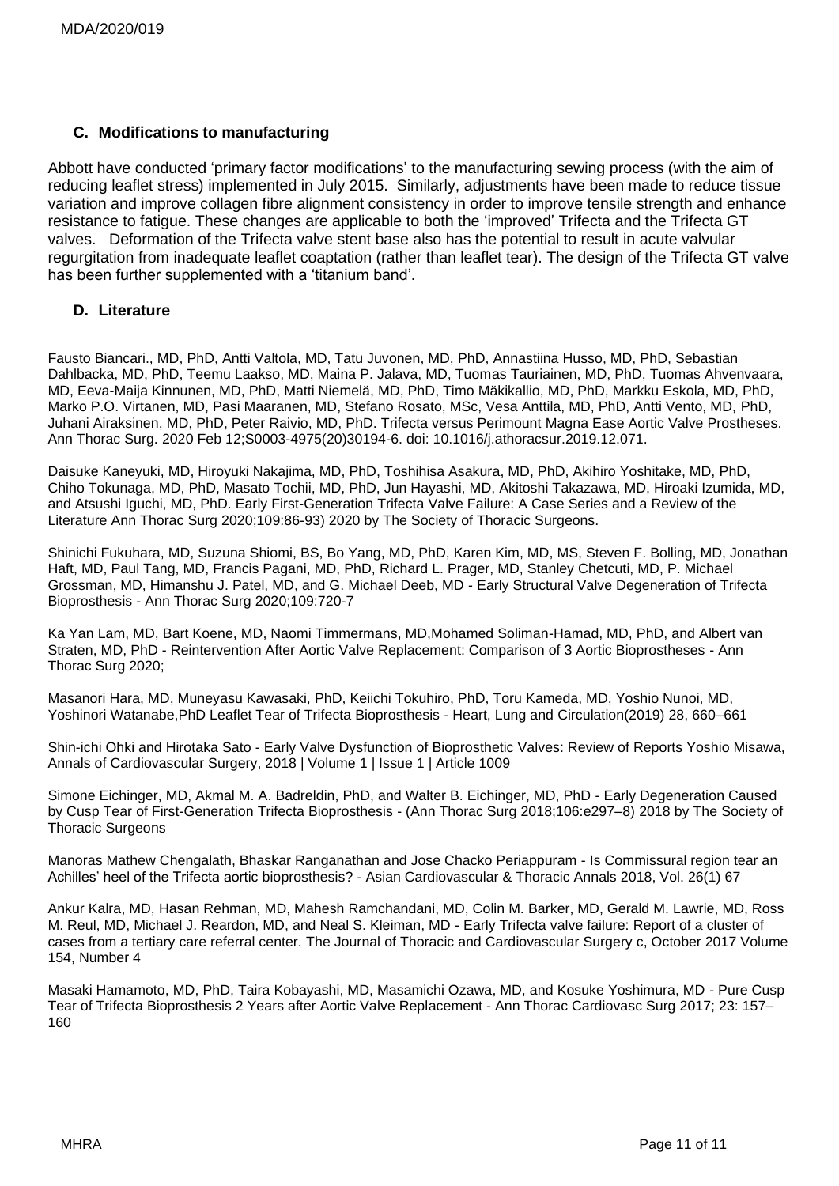### C. Modifications to manufacturing

Abbott have conducted 'primary factor modifications' to the manufacturing sewing process (with the aim of reducing leaflet stress) implemented in July 2015. Similarly, adjustments have been made to reduce tissue variation and improve collagen fibre alignment consistency in order to improve tensile strength and enhance resistance to fatigue. These changes are applicable to both the 'improved' Trifecta and the Trifecta GT valves. Deformation of the Trifecta valve stent base also has the potential to result in acute valvular regurgitation from inadequate leaflet coaptation (rather than leaflet tear). The design of the Trifecta GT valve has been further supplemented with a 'titanium band'.

### D. Literature

Fausto Biancari., MD, PhD, Antti Valtola, MD, Tatu Juvonen, MD, PhD, Annastiina Husso, MD, PhD, Sebastian Dahlbacka, MD, PhD, Teemu Laakso, MD, Maina P. Jalava, MD, Tuomas Tauriainen, MD, PhD, Tuomas Ahvenvaara, MD, Eeva-Maija Kinnunen, MD, PhD, Matti Niemelä, MD, PhD, Timo Mäkikallio, MD, PhD, Markku Eskola, MD, PhD, Marko P.O. Virtanen, MD, Pasi Maaranen, MD, Stefano Rosato, MSc, Vesa Anttila, MD, PhD, Antti Vento, MD, PhD, Juhani Airaksinen, MD, PhD, Peter Raivio, MD, PhD. Trifecta versus Perimount Magna Ease Aortic Valve Prostheses. Ann Thorac Surg. 2020 Feb 12;S0003-4975(20)30194-6. doi: 10.1016/j.athoracsur.2019.12.071.

Daisuke Kaneyuki, MD, Hiroyuki Nakajima, MD, PhD, Toshihisa Asakura, MD, PhD, Akihiro Yoshitake, MD, PhD, Chiho Tokunaga, MD, PhD, Masato Tochii, MD, PhD, Jun Hayashi, MD, Akitoshi Takazawa, MD, Hiroaki Izumida, MD, and Atsushi Iguchi, MD, PhD. Early First-Generation Trifecta Valve Failure: A Case Series and a Review of the Literature Ann Thorac Surg 2020;109:86-93) 2020 by The Society of Thoracic Surgeons.

Shinichi Fukuhara, MD, Suzuna Shiomi, BS, Bo Yang, MD, PhD, Karen Kim, MD, MS, Steven F. Bolling, MD, Jonathan Haft, MD, Paul Tang, MD, Francis Pagani, MD, PhD, Richard L. Prager, MD, Stanley Chetcuti, MD, P. Michael Grossman, MD, Himanshu J. Patel, MD, and G. Michael Deeb, MD - Early Structural Valve Degeneration of Trifecta Bioprosthesis - Ann Thorac Surg 2020;109:720-7

Ka Yan Lam, MD, Bart Koene, MD, Naomi Timmermans, MD,Mohamed Soliman-Hamad, MD, PhD, and Albert van Straten, MD, PhD - Reintervention After Aortic Valve Replacement: Comparison of 3 Aortic Bioprostheses - Ann Thorac Surg 2020;

Masanori Hara, MD, Muneyasu Kawasaki, PhD, Keiichi Tokuhiro, PhD, Toru Kameda, MD, Yoshio Nunoi, MD, Yoshinori Watanabe,PhD Leaflet Tear of Trifecta Bioprosthesis - Heart, Lung and Circulation(2019) 28, 660–661

Shin-ichi Ohki and Hirotaka Sato - Early Valve Dysfunction of Bioprosthetic Valves: Review of Reports Yoshio Misawa, Annals of Cardiovascular Surgery, 2018 | Volume 1 | Issue 1 | Article 1009

Simone Eichinger, MD, Akmal M. A. Badreldin, PhD, and Walter B. Eichinger, MD, PhD - Early Degeneration Caused by Cusp Tear of First-Generation Trifecta Bioprosthesis - (Ann Thorac Surg 2018;106:e297–8) 2018 by The Society of Thoracic Surgeons

Manoras Mathew Chengalath, Bhaskar Ranganathan and Jose Chacko Periappuram - Is Commissural region tear an Achilles' heel of the Trifecta aortic bioprosthesis? - Asian Cardiovascular & Thoracic Annals 2018, Vol. 26(1) 67

Ankur Kalra, MD, Hasan Rehman, MD, Mahesh Ramchandani, MD, Colin M. Barker, MD, Gerald M. Lawrie, MD, Ross M. Reul, MD, Michael J. Reardon, MD, and Neal S. Kleiman, MD - Early Trifecta valve failure: Report of a cluster of cases from a tertiary care referral center. The Journal of Thoracic and Cardiovascular Surgery c, October 2017 Volume 154, Number 4

Masaki Hamamoto, MD, PhD, Taira Kobayashi, MD, Masamichi Ozawa, MD, and Kosuke Yoshimura, MD - Pure Cusp Tear of Trifecta Bioprosthesis 2 Years after Aortic Valve Replacement - Ann Thorac Cardiovasc Surg 2017; 23: 157–160